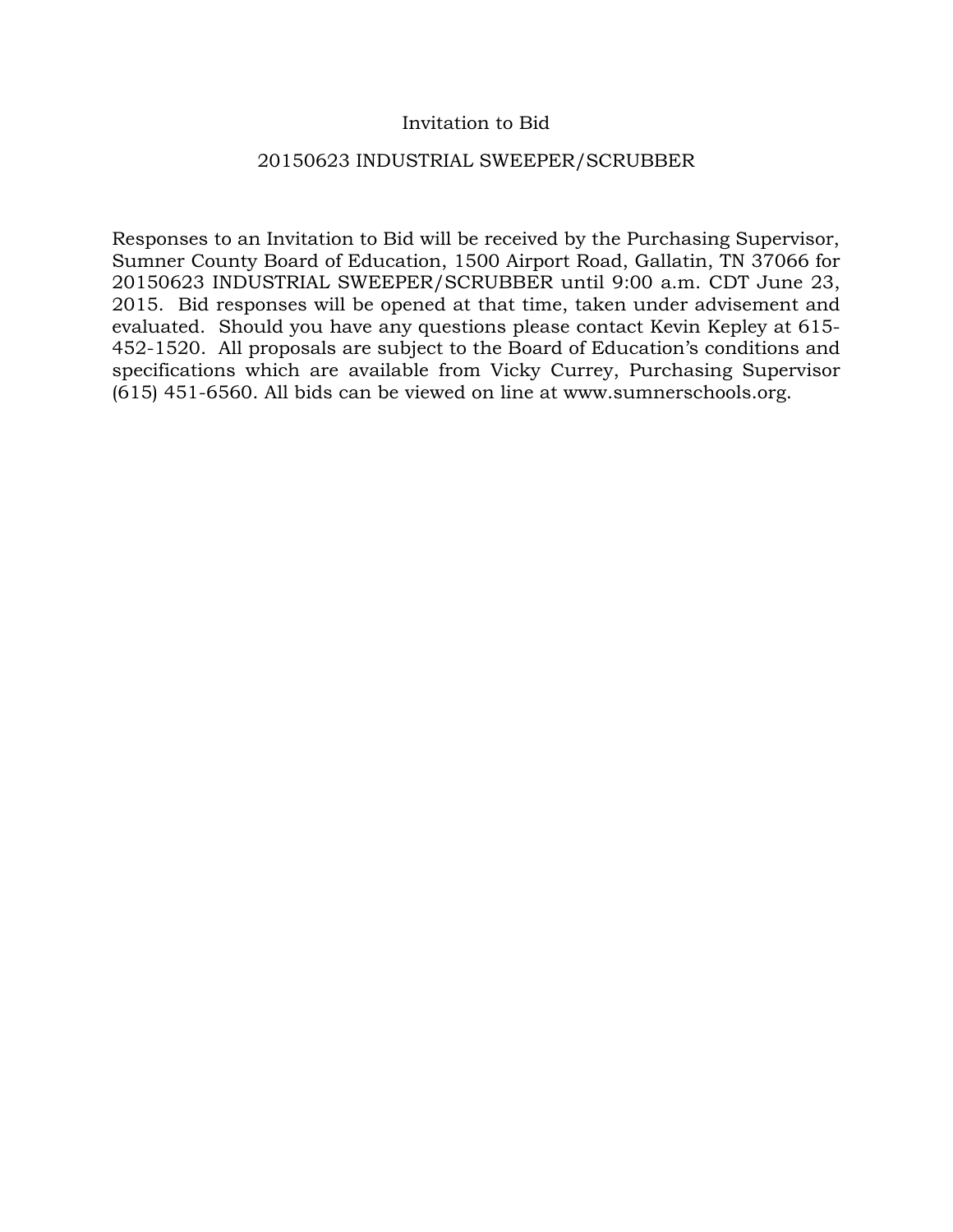# Invitation to Bid

## 20150623 INDUSTRIAL SWEEPER/SCRUBBER

Responses to an Invitation to Bid will be received by the Purchasing Supervisor, Sumner County Board of Education, 1500 Airport Road, Gallatin, TN 37066 for 20150623 INDUSTRIAL SWEEPER/SCRUBBER until 9:00 a.m. CDT June 23, 2015. Bid responses will be opened at that time, taken under advisement and evaluated. Should you have any questions please contact Kevin Kepley at 615-452-1520. All proposals are subject to the Board of Education's conditions and specifications which are available from Vicky Currey, Purchasing Supervisor (615) 451-6560. All bids can be viewed on line at www.sumnerschools.org.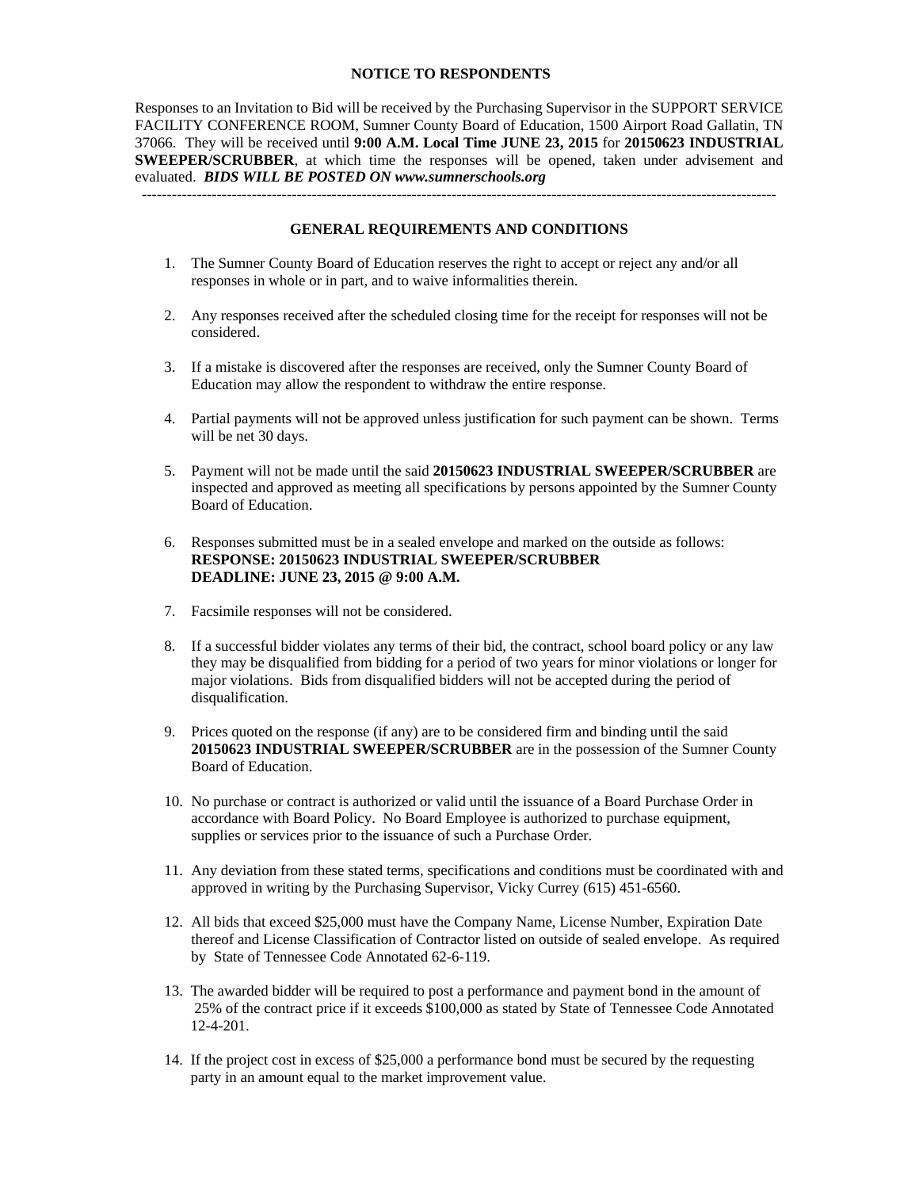## NOTICE TO RESPONDENTS

Responses to an Invitation to Bid will be received by the Purchasing Supervisor in the SUPPORT SERVICE FACILITY CONFERENCE ROOM, Sumner County Board of Education, 1500 Airport Road Gallatin, TN 37066. They will be received until **9:00 A.M. Local Time JUNE 23, 2015** for **20150623 INDUSTRIAL SWEEPER/SCRUBBER**, at which time the responses will be opened, taken under advisement and evaluated. ***BIDS WILL BE POSTED ON www.sumnerschools.org***

---

## GENERAL REQUIREMENTS AND CONDITIONS

1. The Sumner County Board of Education reserves the right to accept or reject any and/or all responses in whole or in part, and to waive informalities therein.

2. Any responses received after the scheduled closing time for the receipt for responses will not be considered.

3. If a mistake is discovered after the responses are received, only the Sumner County Board of Education may allow the respondent to withdraw the entire response.

4. Partial payments will not be approved unless justification for such payment can be shown. Terms will be net 30 days.

5. Payment will not be made until the said **20150623 INDUSTRIAL SWEEPER/SCRUBBER** are inspected and approved as meeting all specifications by persons appointed by the Sumner County Board of Education.

6. Responses submitted must be in a sealed envelope and marked on the outside as follows:
   **RESPONSE: 20150623 INDUSTRIAL SWEEPER/SCRUBBER**
   **DEADLINE: JUNE 23, 2015 @ 9:00 A.M.**

7. Facsimile responses will not be considered.

8. If a successful bidder violates any terms of their bid, the contract, school board policy or any law they may be disqualified from bidding for a period of two years for minor violations or longer for major violations. Bids from disqualified bidders will not be accepted during the period of disqualification.

9. Prices quoted on the response (if any) are to be considered firm and binding until the said **20150623 INDUSTRIAL SWEEPER/SCRUBBER** are in the possession of the Sumner County Board of Education.

10. No purchase or contract is authorized or valid until the issuance of a Board Purchase Order in accordance with Board Policy. No Board Employee is authorized to purchase equipment, supplies or services prior to the issuance of such a Purchase Order.

11. Any deviation from these stated terms, specifications and conditions must be coordinated with and approved in writing by the Purchasing Supervisor, Vicky Currey (615) 451-6560.

12. All bids that exceed $25,000 must have the Company Name, License Number, Expiration Date thereof and License Classification of Contractor listed on outside of sealed envelope. As required by State of Tennessee Code Annotated 62-6-119.

13. The awarded bidder will be required to post a performance and payment bond in the amount of 25% of the contract price if it exceeds $100,000 as stated by State of Tennessee Code Annotated 12-4-201.

14. If the project cost in excess of $25,000 a performance bond must be secured by the requesting party in an amount equal to the market improvement value.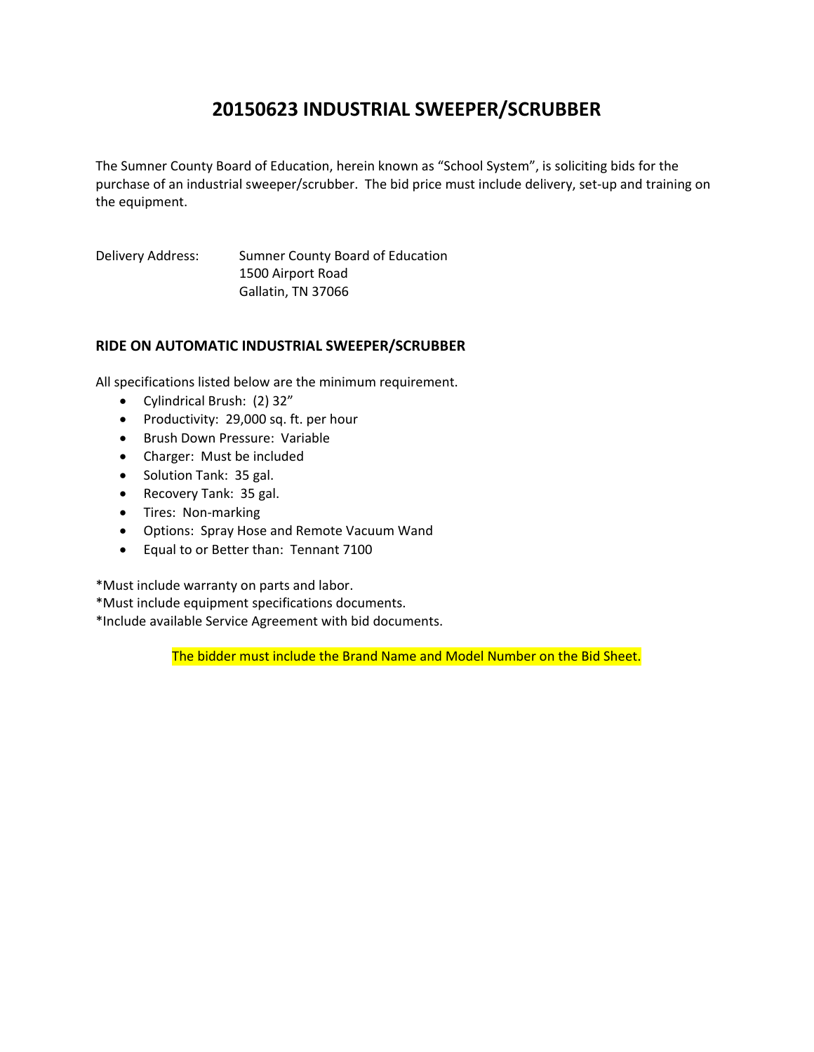# 20150623 INDUSTRIAL SWEEPER/SCRUBBER

The Sumner County Board of Education, herein known as "School System", is soliciting bids for the purchase of an industrial sweeper/scrubber. The bid price must include delivery, set-up and training on the equipment.

Delivery Address: Sumner County Board of Education
1500 Airport Road
Gallatin, TN 37066

### RIDE ON AUTOMATIC INDUSTRIAL SWEEPER/SCRUBBER

All specifications listed below are the minimum requirement.

- Cylindrical Brush: (2) 32"
- Productivity: 29,000 sq. ft. per hour
- Brush Down Pressure: Variable
- Charger: Must be included
- Solution Tank: 35 gal.
- Recovery Tank: 35 gal.
- Tires: Non-marking
- Options: Spray Hose and Remote Vacuum Wand
- Equal to or Better than: Tennant 7100

*Must include warranty on parts and labor.
*Must include equipment specifications documents.
*Include available Service Agreement with bid documents.

The bidder must include the Brand Name and Model Number on the Bid Sheet.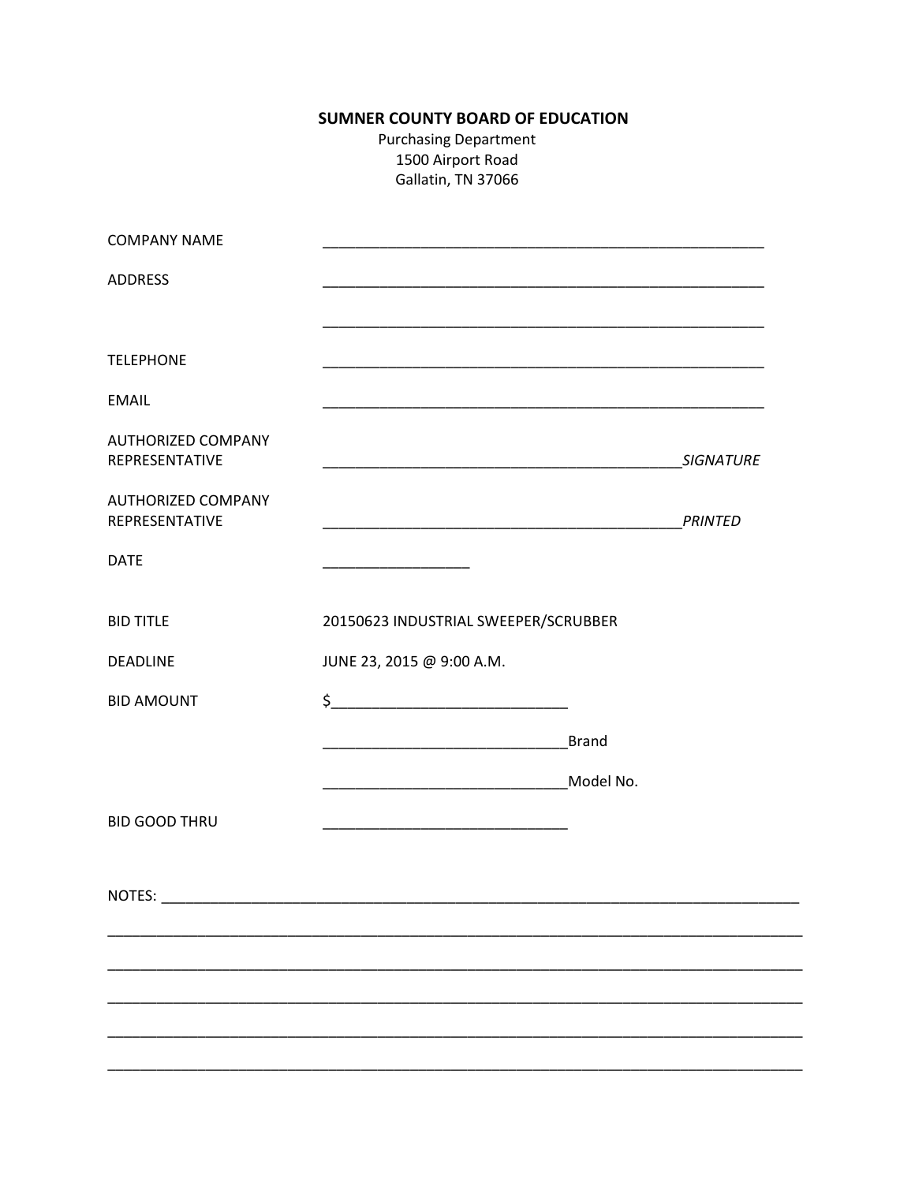**SUMNER COUNTY BOARD OF EDUCATION**

Purchasing Department
1500 Airport Road
Gallatin, TN 37066

COMPANY NAME ______________________________________________________

ADDRESS ______________________________________________________

______________________________________________________

TELEPHONE ______________________________________________________

EMAIL ______________________________________________________

AUTHORIZED COMPANY REPRESENTATIVE ____________________________________________*SIGNATURE*

AUTHORIZED COMPANY REPRESENTATIVE ____________________________________________*PRINTED*

DATE __________________

BID TITLE 20150623 INDUSTRIAL SWEEPER/SCRUBBER

DEADLINE JUNE 23, 2015 @ 9:00 A.M.

BID AMOUNT $_____________________________

______________________________Brand

______________________________Model No.

BID GOOD THRU ______________________________

NOTES: ________________________________________________________________________________

________________________________________________________________________________________

________________________________________________________________________________________

________________________________________________________________________________________

________________________________________________________________________________________

________________________________________________________________________________________